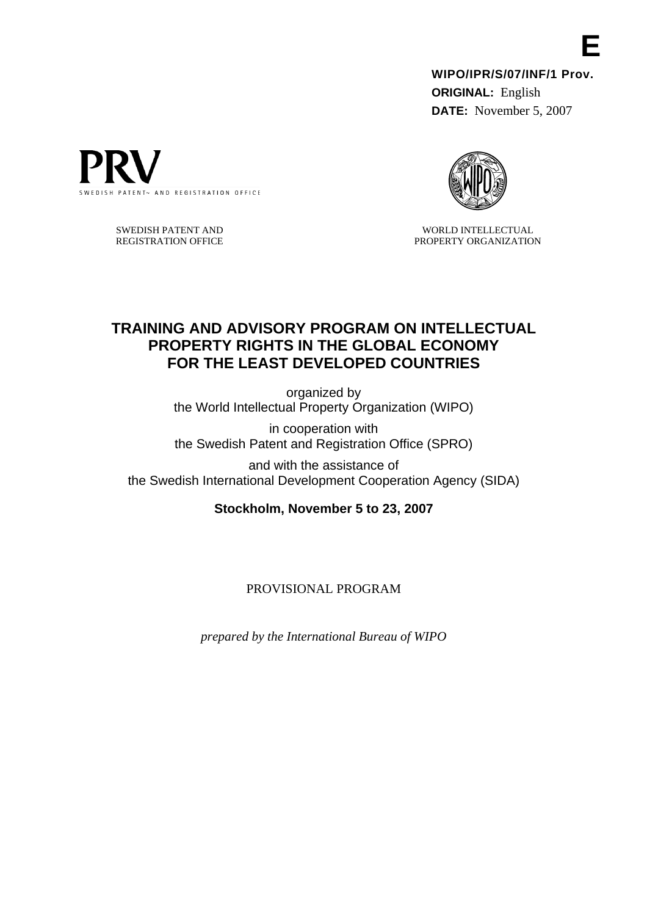E

**WIPO/IPR/S/07/INF/1 Prov.**
**ORIGINAL:** English
**DATE:** November 5, 2007

PRV
SWEDISH PATENT- AND REGISTRATION OFFICE

SWEDISH PATENT AND
REGISTRATION OFFICE

WORLD INTELLECTUAL
PROPERTY ORGANIZATION

# TRAINING AND ADVISORY PROGRAM ON INTELLECTUAL PROPERTY RIGHTS IN THE GLOBAL ECONOMY FOR THE LEAST DEVELOPED COUNTRIES

organized by
the World Intellectual Property Organization (WIPO)

in cooperation with
the Swedish Patent and Registration Office (SPRO)

and with the assistance of
the Swedish International Development Cooperation Agency (SIDA)

**Stockholm, November 5 to 23, 2007**

PROVISIONAL PROGRAM

*prepared by the International Bureau of WIPO*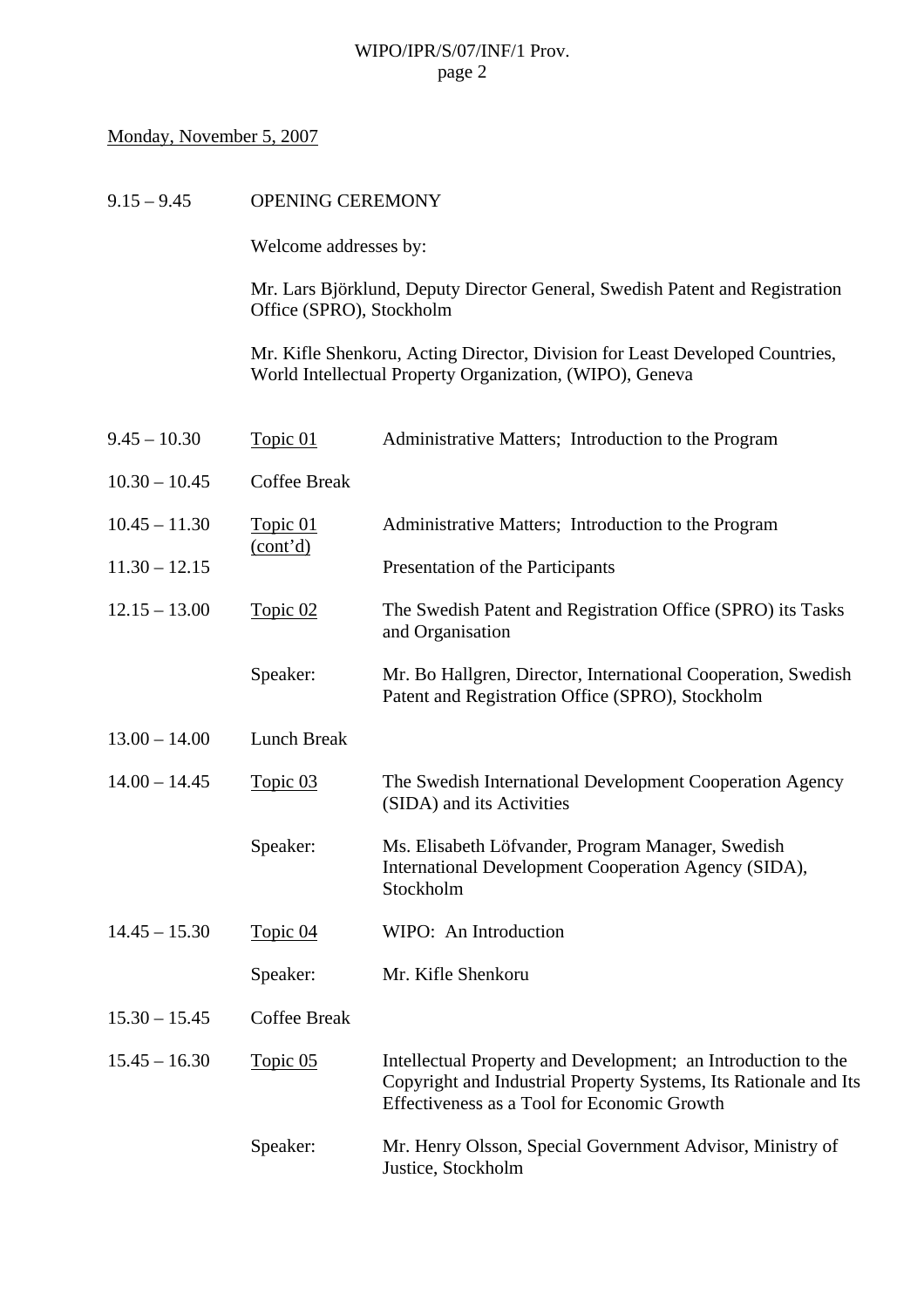Monday, November 5, 2007

| | | |
|---|---|---|
| 9.15 – 9.45 | OPENING CEREMONY | |
| | Welcome addresses by: | |
| | Mr. Lars Björklund, Deputy Director General, Swedish Patent and Registration Office (SPRO), Stockholm | |
| | Mr. Kifle Shenkoru, Acting Director, Division for Least Developed Countries, World Intellectual Property Organization, (WIPO), Geneva | |
| 9.45 – 10.30 | Topic 01 | Administrative Matters; Introduction to the Program |
| 10.30 – 10.45 | Coffee Break | |
| 10.45 – 11.30 | Topic 01 (cont'd) | Administrative Matters; Introduction to the Program |
| 11.30 – 12.15 | | Presentation of the Participants |
| 12.15 – 13.00 | Topic 02 | The Swedish Patent and Registration Office (SPRO) its Tasks and Organisation |
| | Speaker: | Mr. Bo Hallgren, Director, International Cooperation, Swedish Patent and Registration Office (SPRO), Stockholm |
| 13.00 – 14.00 | Lunch Break | |
| 14.00 – 14.45 | Topic 03 | The Swedish International Development Cooperation Agency (SIDA) and its Activities |
| | Speaker: | Ms. Elisabeth Löfvander, Program Manager, Swedish International Development Cooperation Agency (SIDA), Stockholm |
| 14.45 – 15.30 | Topic 04 | WIPO: An Introduction |
| | Speaker: | Mr. Kifle Shenkoru |
| 15.30 – 15.45 | Coffee Break | |
| 15.45 – 16.30 | Topic 05 | Intellectual Property and Development; an Introduction to the Copyright and Industrial Property Systems, Its Rationale and Its Effectiveness as a Tool for Economic Growth |
| | Speaker: | Mr. Henry Olsson, Special Government Advisor, Ministry of Justice, Stockholm |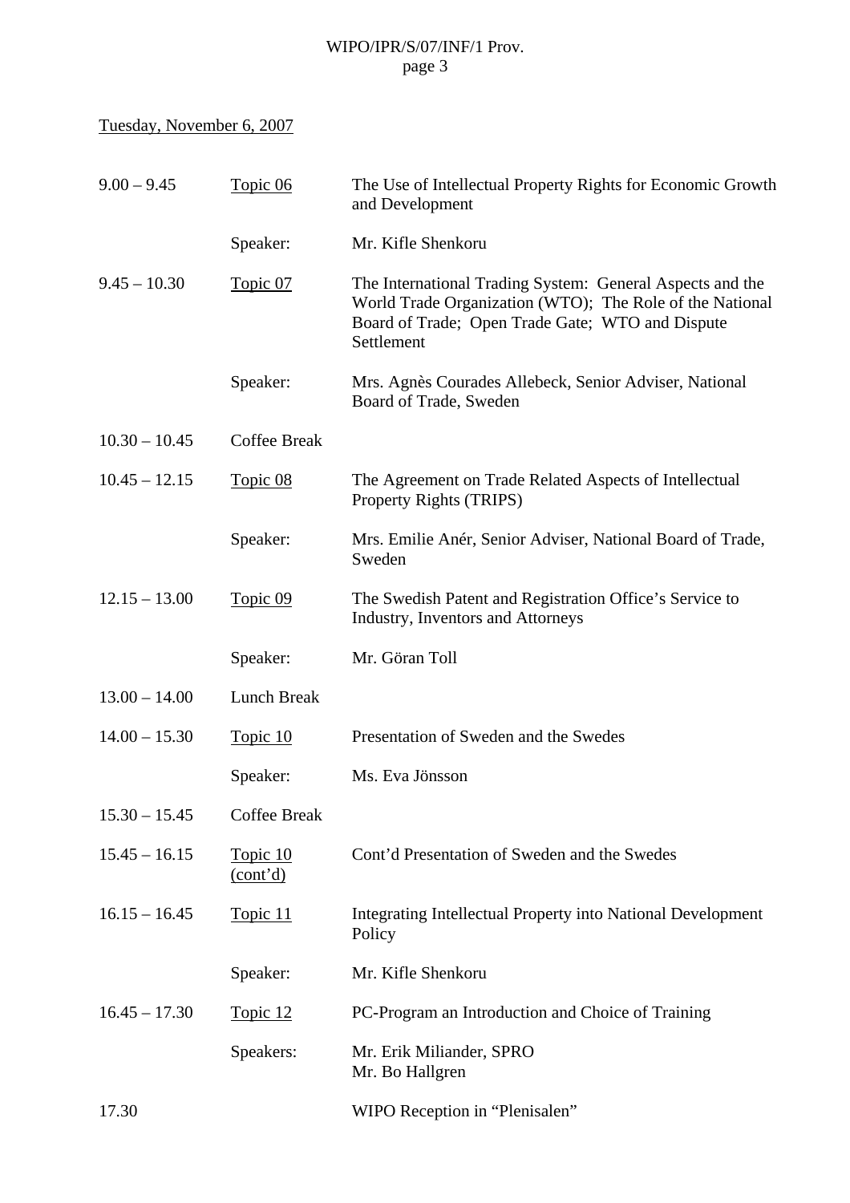Tuesday, November 6, 2007

| | | |
|---|---|---|
| 9.00 – 9.45 | Topic 06 | The Use of Intellectual Property Rights for Economic Growth and Development |
| | Speaker: | Mr. Kifle Shenkoru |
| 9.45 – 10.30 | Topic 07 | The International Trading System: General Aspects and the World Trade Organization (WTO); The Role of the National Board of Trade; Open Trade Gate; WTO and Dispute Settlement |
| | Speaker: | Mrs. Agnès Courades Allebeck, Senior Adviser, National Board of Trade, Sweden |
| 10.30 – 10.45 | Coffee Break | |
| 10.45 – 12.15 | Topic 08 | The Agreement on Trade Related Aspects of Intellectual Property Rights (TRIPS) |
| | Speaker: | Mrs. Emilie Anér, Senior Adviser, National Board of Trade, Sweden |
| 12.15 – 13.00 | Topic 09 | The Swedish Patent and Registration Office's Service to Industry, Inventors and Attorneys |
| | Speaker: | Mr. Göran Toll |
| 13.00 – 14.00 | Lunch Break | |
| 14.00 – 15.30 | Topic 10 | Presentation of Sweden and the Swedes |
| | Speaker: | Ms. Eva Jönsson |
| 15.30 – 15.45 | Coffee Break | |
| 15.45 – 16.15 | Topic 10 (cont'd) | Cont'd Presentation of Sweden and the Swedes |
| 16.15 – 16.45 | Topic 11 | Integrating Intellectual Property into National Development Policy |
| | Speaker: | Mr. Kifle Shenkoru |
| 16.45 – 17.30 | Topic 12 | PC-Program an Introduction and Choice of Training |
| | Speakers: | Mr. Erik Miliander, SPRO<br>Mr. Bo Hallgren |
| 17.30 | | WIPO Reception in "Plenisalen" |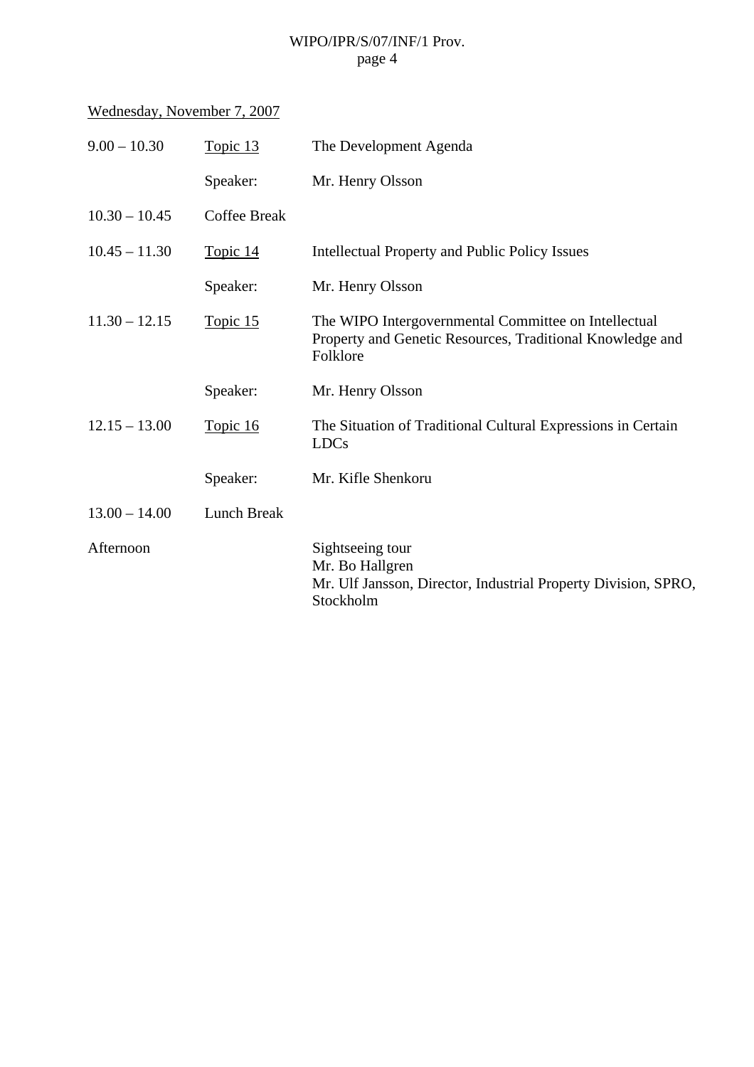Wednesday, November 7, 2007

| | | |
|---|---|---|
| 9.00 – 10.30 | Topic 13 | The Development Agenda |
| | Speaker: | Mr. Henry Olsson |
| 10.30 – 10.45 | Coffee Break | |
| 10.45 – 11.30 | Topic 14 | Intellectual Property and Public Policy Issues |
| | Speaker: | Mr. Henry Olsson |
| 11.30 – 12.15 | Topic 15 | The WIPO Intergovernmental Committee on Intellectual Property and Genetic Resources, Traditional Knowledge and Folklore |
| | Speaker: | Mr. Henry Olsson |
| 12.15 – 13.00 | Topic 16 | The Situation of Traditional Cultural Expressions in Certain LDCs |
| | Speaker: | Mr. Kifle Shenkoru |
| 13.00 – 14.00 | Lunch Break | |
| Afternoon | | Sightseeing tour<br>Mr. Bo Hallgren<br>Mr. Ulf Jansson, Director, Industrial Property Division, SPRO, Stockholm |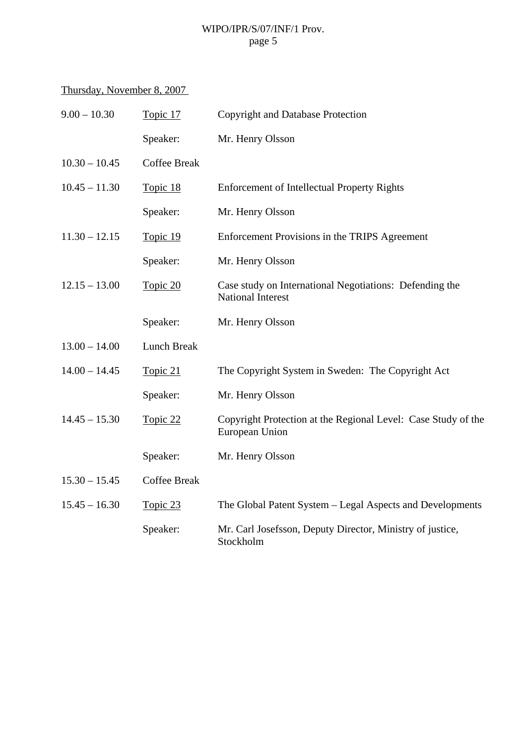Thursday, November 8, 2007

| | | |
|---|---|---|
| 9.00 – 10.30 | Topic 17 | Copyright and Database Protection |
| | Speaker: | Mr. Henry Olsson |
| 10.30 – 10.45 | Coffee Break | |
| 10.45 – 11.30 | Topic 18 | Enforcement of Intellectual Property Rights |
| | Speaker: | Mr. Henry Olsson |
| 11.30 – 12.15 | Topic 19 | Enforcement Provisions in the TRIPS Agreement |
| | Speaker: | Mr. Henry Olsson |
| 12.15 – 13.00 | Topic 20 | Case study on International Negotiations: Defending the National Interest |
| | Speaker: | Mr. Henry Olsson |
| 13.00 – 14.00 | Lunch Break | |
| 14.00 – 14.45 | Topic 21 | The Copyright System in Sweden: The Copyright Act |
| | Speaker: | Mr. Henry Olsson |
| 14.45 – 15.30 | Topic 22 | Copyright Protection at the Regional Level: Case Study of the European Union |
| | Speaker: | Mr. Henry Olsson |
| 15.30 – 15.45 | Coffee Break | |
| 15.45 – 16.30 | Topic 23 | The Global Patent System – Legal Aspects and Developments |
| | Speaker: | Mr. Carl Josefsson, Deputy Director, Ministry of justice, Stockholm |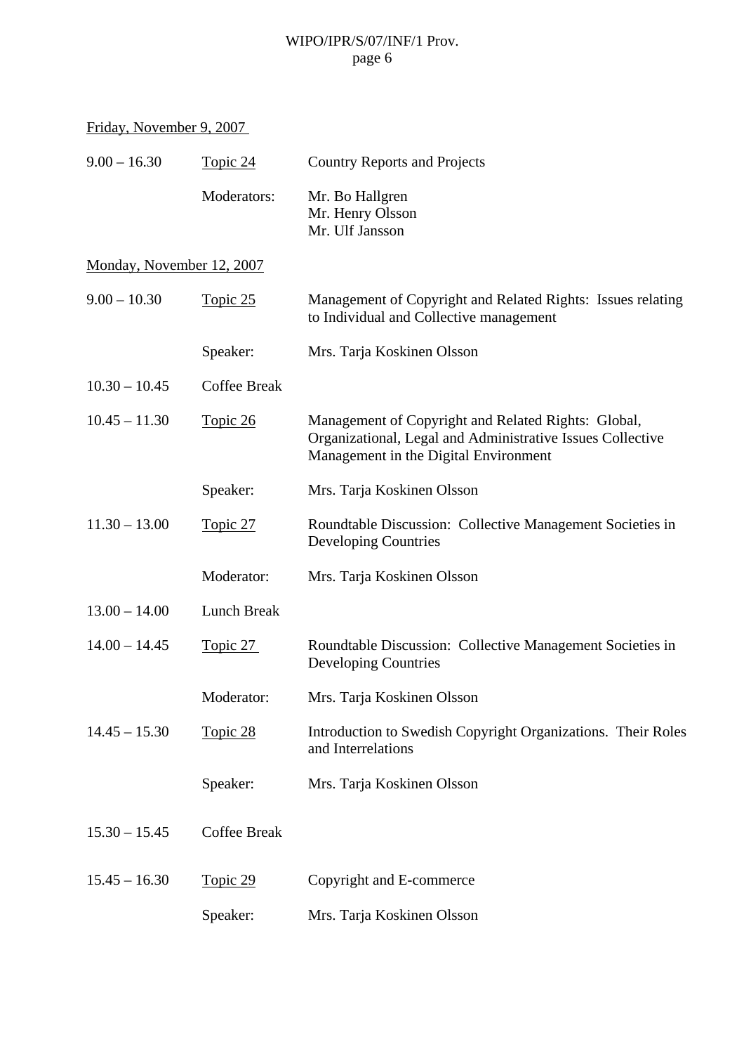Friday, November 9, 2007

| | | |
|---|---|---|
| 9.00 – 16.30 | Topic 24 | Country Reports and Projects |
| | Moderators: | Mr. Bo Hallgren<br>Mr. Henry Olsson<br>Mr. Ulf Jansson |

Monday, November 12, 2007

| | | |
|---|---|---|
| 9.00 – 10.30 | Topic 25 | Management of Copyright and Related Rights: Issues relating to Individual and Collective management |
| | Speaker: | Mrs. Tarja Koskinen Olsson |
| 10.30 – 10.45 | Coffee Break | |
| 10.45 – 11.30 | Topic 26 | Management of Copyright and Related Rights: Global, Organizational, Legal and Administrative Issues Collective Management in the Digital Environment |
| | Speaker: | Mrs. Tarja Koskinen Olsson |
| 11.30 – 13.00 | Topic 27 | Roundtable Discussion: Collective Management Societies in Developing Countries |
| | Moderator: | Mrs. Tarja Koskinen Olsson |
| 13.00 – 14.00 | Lunch Break | |
| 14.00 – 14.45 | Topic 27 | Roundtable Discussion: Collective Management Societies in Developing Countries |
| | Moderator: | Mrs. Tarja Koskinen Olsson |
| 14.45 – 15.30 | Topic 28 | Introduction to Swedish Copyright Organizations. Their Roles and Interrelations |
| | Speaker: | Mrs. Tarja Koskinen Olsson |
| 15.30 – 15.45 | Coffee Break | |
| 15.45 – 16.30 | Topic 29 | Copyright and E-commerce |
| | Speaker: | Mrs. Tarja Koskinen Olsson |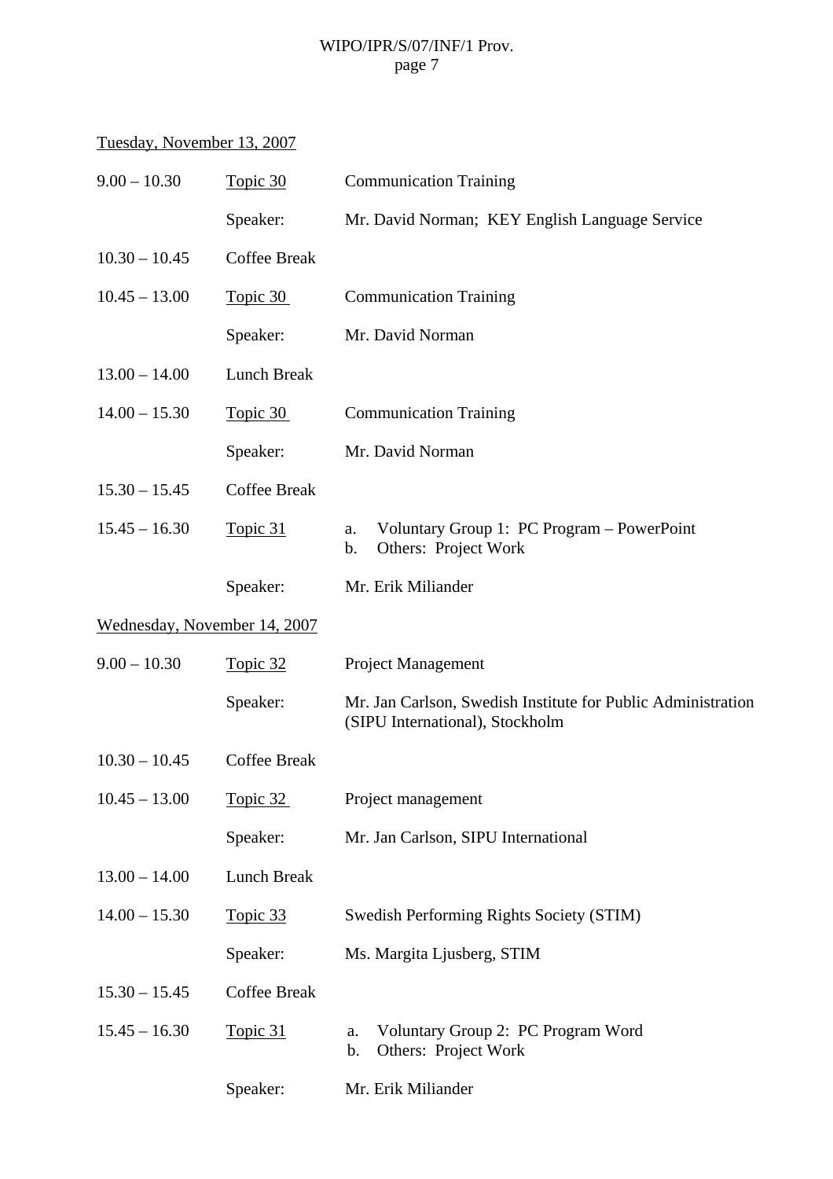Tuesday, November 13, 2007

| | | |
|---|---|---|
| 9.00 – 10.30 | Topic 30 | Communication Training |
| | Speaker: | Mr. David Norman; KEY English Language Service |
| 10.30 – 10.45 | Coffee Break | |
| 10.45 – 13.00 | Topic 30 | Communication Training |
| | Speaker: | Mr. David Norman |
| 13.00 – 14.00 | Lunch Break | |
| 14.00 – 15.30 | Topic 30 | Communication Training |
| | Speaker: | Mr. David Norman |
| 15.30 – 15.45 | Coffee Break | |
| 15.45 – 16.30 | Topic 31 | a. Voluntary Group 1: PC Program – PowerPoint<br>b. Others: Project Work |
| | Speaker: | Mr. Erik Miliander |

Wednesday, November 14, 2007

| | | |
|---|---|---|
| 9.00 – 10.30 | Topic 32 | Project Management |
| | Speaker: | Mr. Jan Carlson, Swedish Institute for Public Administration (SIPU International), Stockholm |
| 10.30 – 10.45 | Coffee Break | |
| 10.45 – 13.00 | Topic 32 | Project management |
| | Speaker: | Mr. Jan Carlson, SIPU International |
| 13.00 – 14.00 | Lunch Break | |
| 14.00 – 15.30 | Topic 33 | Swedish Performing Rights Society (STIM) |
| | Speaker: | Ms. Margita Ljusberg, STIM |
| 15.30 – 15.45 | Coffee Break | |
| 15.45 – 16.30 | Topic 31 | a. Voluntary Group 2: PC Program Word<br>b. Others: Project Work |
| | Speaker: | Mr. Erik Miliander |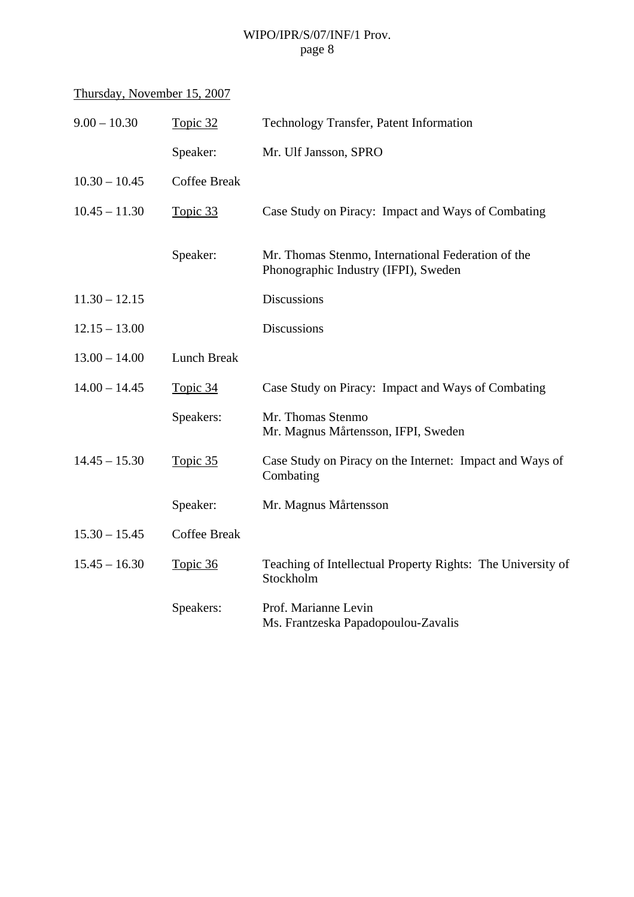Thursday, November 15, 2007

| | | |
|---|---|---|
| 9.00 – 10.30 | Topic 32 | Technology Transfer, Patent Information |
| | Speaker: | Mr. Ulf Jansson, SPRO |
| 10.30 – 10.45 | Coffee Break | |
| 10.45 – 11.30 | Topic 33 | Case Study on Piracy: Impact and Ways of Combating |
| | Speaker: | Mr. Thomas Stenmo, International Federation of the Phonographic Industry (IFPI), Sweden |
| 11.30 – 12.15 | | Discussions |
| 12.15 – 13.00 | | Discussions |
| 13.00 – 14.00 | Lunch Break | |
| 14.00 – 14.45 | Topic 34 | Case Study on Piracy: Impact and Ways of Combating |
| | Speakers: | Mr. Thomas Stenmo<br>Mr. Magnus Mårtensson, IFPI, Sweden |
| 14.45 – 15.30 | Topic 35 | Case Study on Piracy on the Internet: Impact and Ways of Combating |
| | Speaker: | Mr. Magnus Mårtensson |
| 15.30 – 15.45 | Coffee Break | |
| 15.45 – 16.30 | Topic 36 | Teaching of Intellectual Property Rights: The University of Stockholm |
| | Speakers: | Prof. Marianne Levin<br>Ms. Frantzeska Papadopoulou-Zavalis |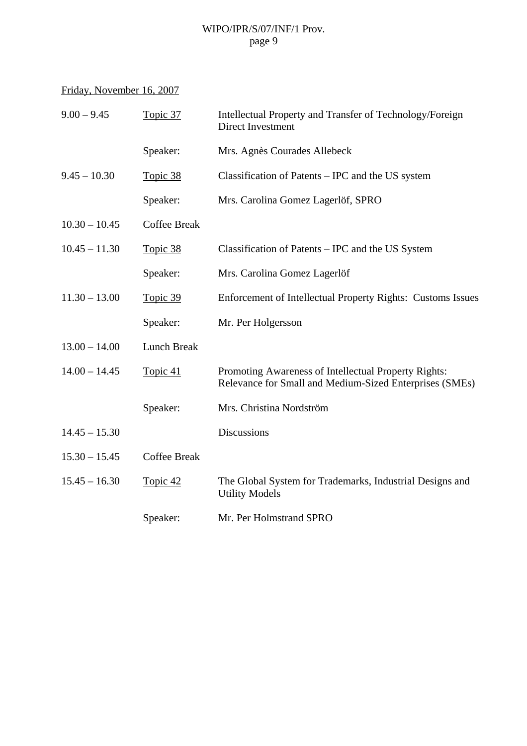Friday, November 16, 2007

| | | |
|---|---|---|
| 9.00 – 9.45 | Topic 37 | Intellectual Property and Transfer of Technology/Foreign Direct Investment |
| | Speaker: | Mrs. Agnès Courades Allebeck |
| 9.45 – 10.30 | Topic 38 | Classification of Patents – IPC and the US system |
| | Speaker: | Mrs. Carolina Gomez Lagerlöf, SPRO |
| 10.30 – 10.45 | Coffee Break | |
| 10.45 – 11.30 | Topic 38 | Classification of Patents – IPC and the US System |
| | Speaker: | Mrs. Carolina Gomez Lagerlöf |
| 11.30 – 13.00 | Topic 39 | Enforcement of Intellectual Property Rights: Customs Issues |
| | Speaker: | Mr. Per Holgersson |
| 13.00 – 14.00 | Lunch Break | |
| 14.00 – 14.45 | Topic 41 | Promoting Awareness of Intellectual Property Rights: Relevance for Small and Medium-Sized Enterprises (SMEs) |
| | Speaker: | Mrs. Christina Nordström |
| 14.45 – 15.30 | | Discussions |
| 15.30 – 15.45 | Coffee Break | |
| 15.45 – 16.30 | Topic 42 | The Global System for Trademarks, Industrial Designs and Utility Models |
| | Speaker: | Mr. Per Holmstrand SPRO |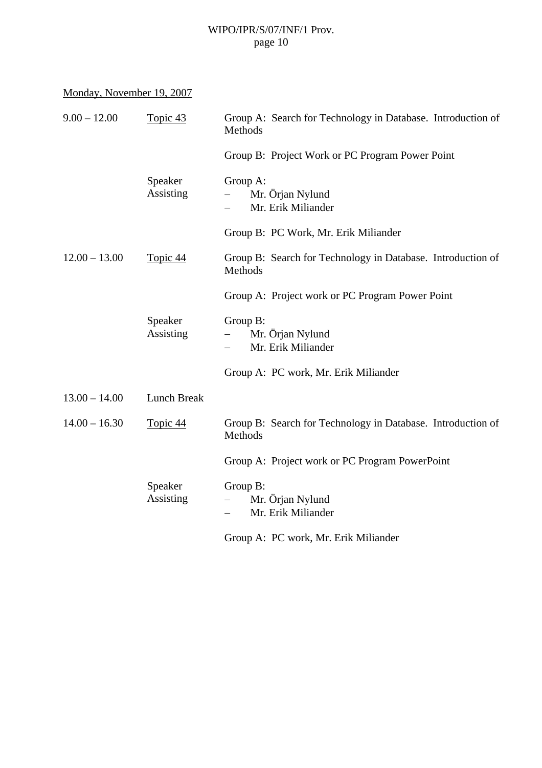<u>Monday, November 19, 2007</u>

| | | |
|---|---|---|
| 9.00 – 12.00 | <u>Topic 43</u> | Group A: Search for Technology in Database. Introduction of Methods |
| | | Group B: Project Work or PC Program Power Point |
| | Speaker Assisting | Group A:<br>– Mr. Örjan Nylund<br>– Mr. Erik Miliander |
| | | Group B: PC Work, Mr. Erik Miliander |
| 12.00 – 13.00 | <u>Topic 44</u> | Group B: Search for Technology in Database. Introduction of Methods |
| | | Group A: Project work or PC Program Power Point |
| | Speaker Assisting | Group B:<br>– Mr. Örjan Nylund<br>– Mr. Erik Miliander |
| | | Group A: PC work, Mr. Erik Miliander |
| 13.00 – 14.00 | Lunch Break | |
| 14.00 – 16.30 | <u>Topic 44</u> | Group B: Search for Technology in Database. Introduction of Methods |
| | | Group A: Project work or PC Program PowerPoint |
| | Speaker Assisting | Group B:<br>– Mr. Örjan Nylund<br>– Mr. Erik Miliander |
| | | Group A: PC work, Mr. Erik Miliander |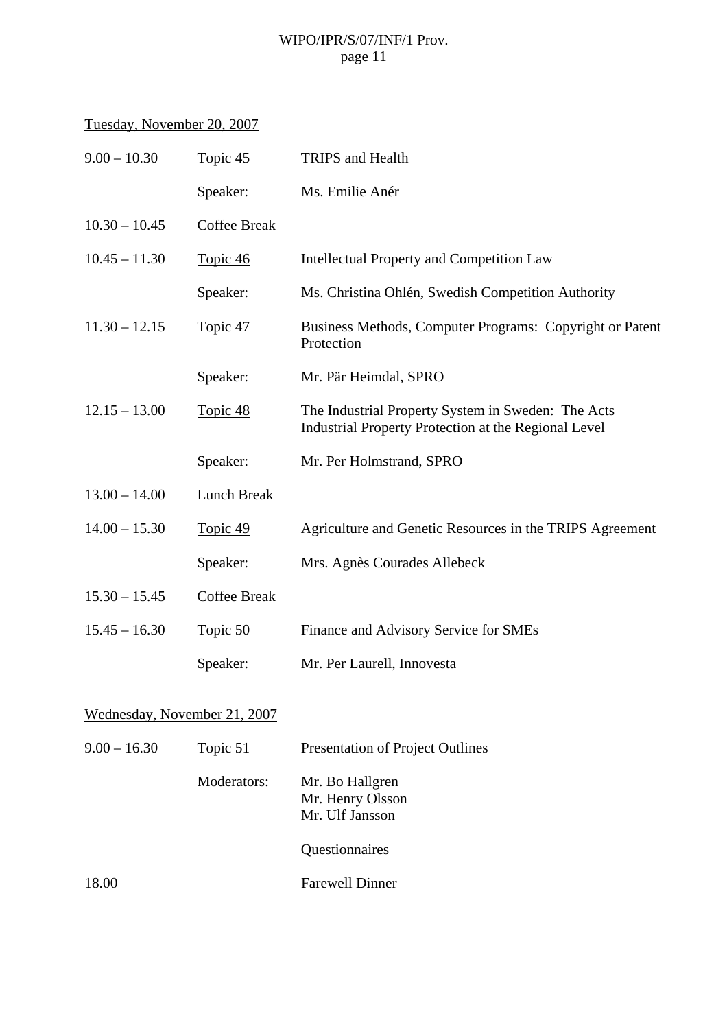Tuesday, November 20, 2007

| | | |
|---|---|---|
| 9.00 – 10.30 | Topic 45 | TRIPS and Health |
| | Speaker: | Ms. Emilie Anér |
| 10.30 – 10.45 | Coffee Break | |
| 10.45 – 11.30 | Topic 46 | Intellectual Property and Competition Law |
| | Speaker: | Ms. Christina Ohlén, Swedish Competition Authority |
| 11.30 – 12.15 | Topic 47 | Business Methods, Computer Programs: Copyright or Patent Protection |
| | Speaker: | Mr. Pär Heimdal, SPRO |
| 12.15 – 13.00 | Topic 48 | The Industrial Property System in Sweden: The Acts Industrial Property Protection at the Regional Level |
| | Speaker: | Mr. Per Holmstrand, SPRO |
| 13.00 – 14.00 | Lunch Break | |
| 14.00 – 15.30 | Topic 49 | Agriculture and Genetic Resources in the TRIPS Agreement |
| | Speaker: | Mrs. Agnès Courades Allebeck |
| 15.30 – 15.45 | Coffee Break | |
| 15.45 – 16.30 | Topic 50 | Finance and Advisory Service for SMEs |
| | Speaker: | Mr. Per Laurell, Innovesta |

Wednesday, November 21, 2007

| | | |
|---|---|---|
| 9.00 – 16.30 | Topic 51 | Presentation of Project Outlines |
| | Moderators: | Mr. Bo Hallgren<br>Mr. Henry Olsson<br>Mr. Ulf Jansson |
| | | Questionnaires |
| 18.00 | | Farewell Dinner |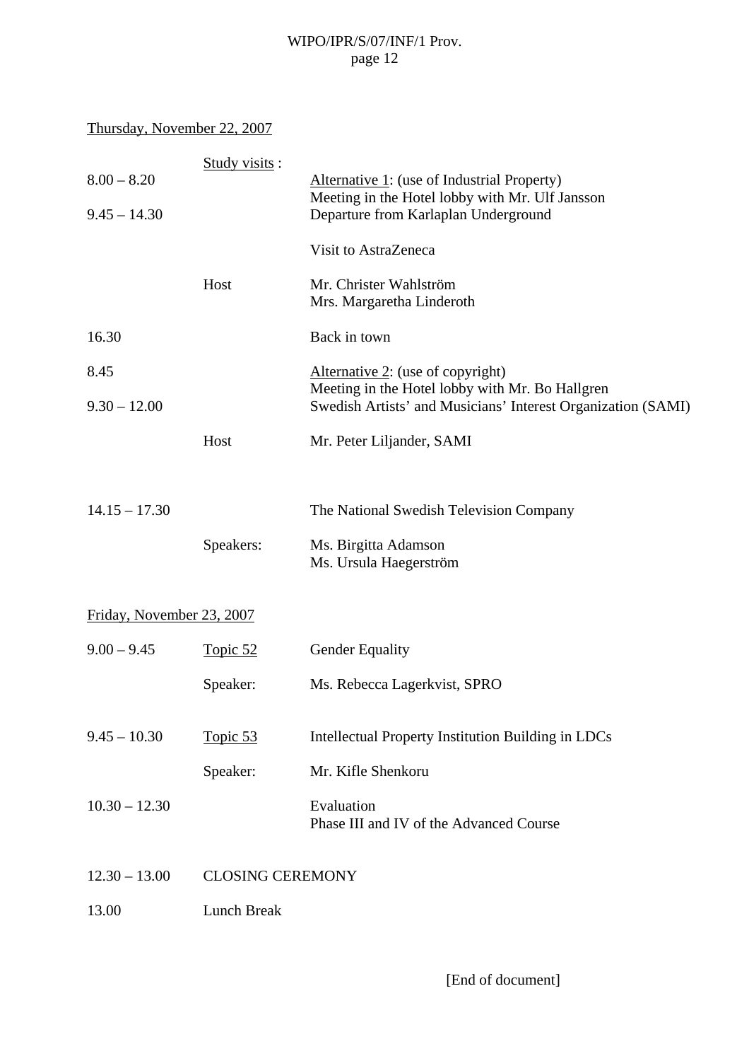Thursday, November 22, 2007

| | | |
|---|---|---|
| | Study visits : | |
| 8.00 – 8.20 | | Alternative 1: (use of Industrial Property)<br>Meeting in the Hotel lobby with Mr. Ulf Jansson |
| 9.45 – 14.30 | | Departure from Karlaplan Underground |
| | | Visit to AstraZeneca |
| | Host | Mr. Christer Wahlström<br>Mrs. Margaretha Linderoth |
| 16.30 | | Back in town |
| 8.45 | | Alternative 2: (use of copyright)<br>Meeting in the Hotel lobby with Mr. Bo Hallgren |
| 9.30 – 12.00 | | Swedish Artists' and Musicians' Interest Organization (SAMI) |
| | Host | Mr. Peter Liljander, SAMI |
| 14.15 – 17.30 | | The National Swedish Television Company |
| | Speakers: | Ms. Birgitta Adamson<br>Ms. Ursula Haegerström |

Friday, November 23, 2007

| | | |
|---|---|---|
| 9.00 – 9.45 | Topic 52 | Gender Equality |
| | Speaker: | Ms. Rebecca Lagerkvist, SPRO |
| 9.45 – 10.30 | Topic 53 | Intellectual Property Institution Building in LDCs |
| | Speaker: | Mr. Kifle Shenkoru |
| 10.30 – 12.30 | | Evaluation<br>Phase III and IV of the Advanced Course |
| 12.30 – 13.00 | CLOSING CEREMONY | |
| 13.00 | Lunch Break | |

[End of document]